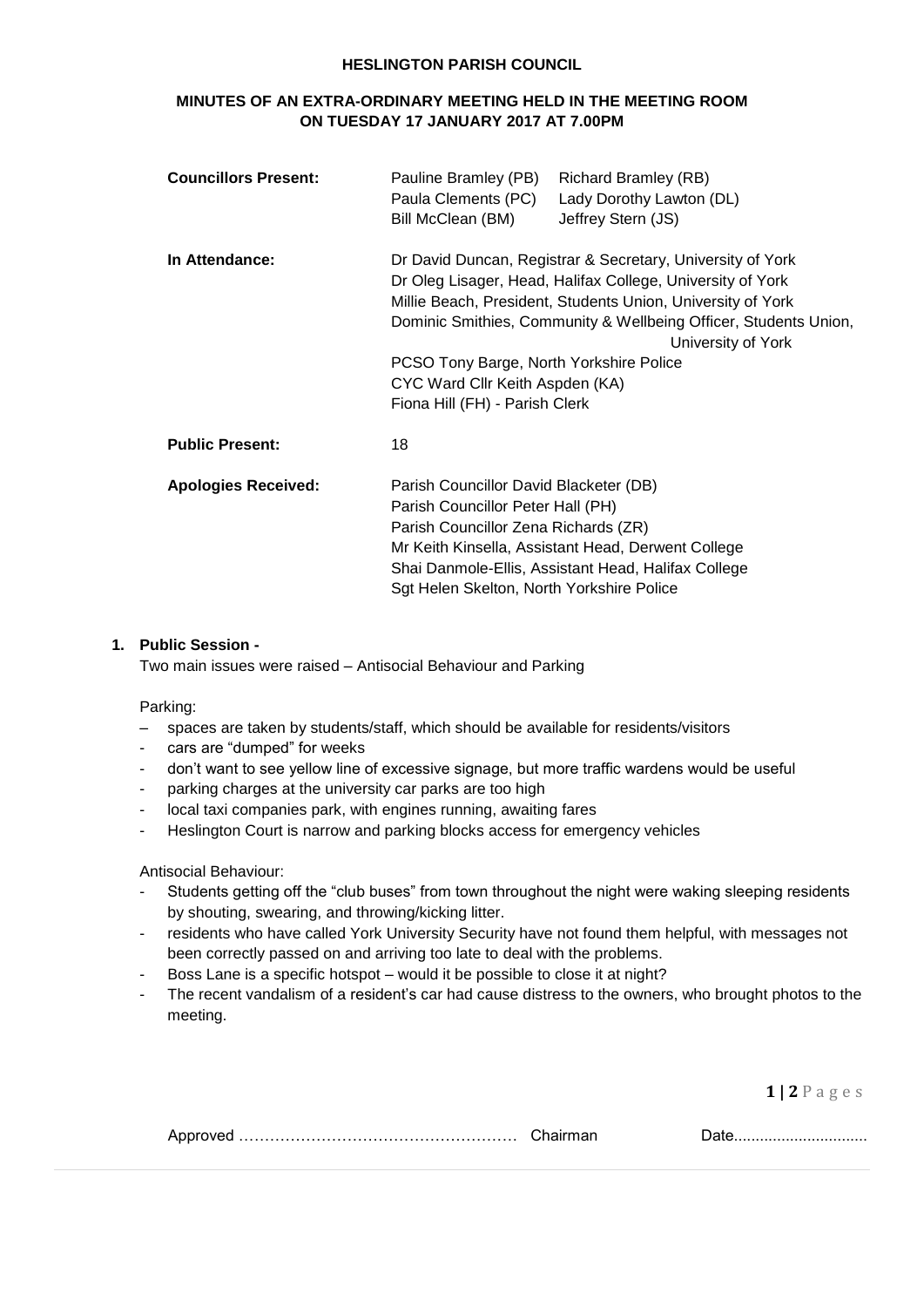**HESLINGTON PARISH COUNCIL**

**MINUTES OF AN EXTRA-ORDINARY MEETING HELD IN THE MEETING ROOM ON TUESDAY 17 JANUARY 2017 AT 7.00PM**

| | | |
|---|---|---|
| **Councillors Present:** | Pauline Bramley (PB) | Richard Bramley (RB) |
| | Paula Clements (PC) | Lady Dorothy Lawton (DL) |
| | Bill McClean (BM) | Jeffrey Stern (JS) |

**In Attendance:**
Dr David Duncan, Registrar & Secretary, University of York
Dr Oleg Lisager, Head, Halifax College, University of York
Millie Beach, President, Students Union, University of York
Dominic Smithies, Community & Wellbeing Officer, Students Union, University of York
PCSO Tony Barge, North Yorkshire Police
CYC Ward Cllr Keith Aspden (KA)
Fiona Hill (FH) - Parish Clerk

**Public Present:** 18

**Apologies Received:**
Parish Councillor David Blacketer (DB)
Parish Councillor Peter Hall (PH)
Parish Councillor Zena Richards (ZR)
Mr Keith Kinsella, Assistant Head, Derwent College
Shai Danmole-Ellis, Assistant Head, Halifax College
Sgt Helen Skelton, North Yorkshire Police

**1. Public Session -**

Two main issues were raised – Antisocial Behaviour and Parking

Parking:

- spaces are taken by students/staff, which should be available for residents/visitors
- cars are "dumped" for weeks
- don't want to see yellow line of excessive signage, but more traffic wardens would be useful
- parking charges at the university car parks are too high
- local taxi companies park, with engines running, awaiting fares
- Heslington Court is narrow and parking blocks access for emergency vehicles

Antisocial Behaviour:

- Students getting off the "club buses" from town throughout the night were waking sleeping residents by shouting, swearing, and throwing/kicking litter.
- residents who have called York University Security have not found them helpful, with messages not been correctly passed on and arriving too late to deal with the problems.
- Boss Lane is a specific hotspot – would it be possible to close it at night?
- The recent vandalism of a resident's car had cause distress to the owners, who brought photos to the meeting.

Approved …………………………………………… Chairman Date...............................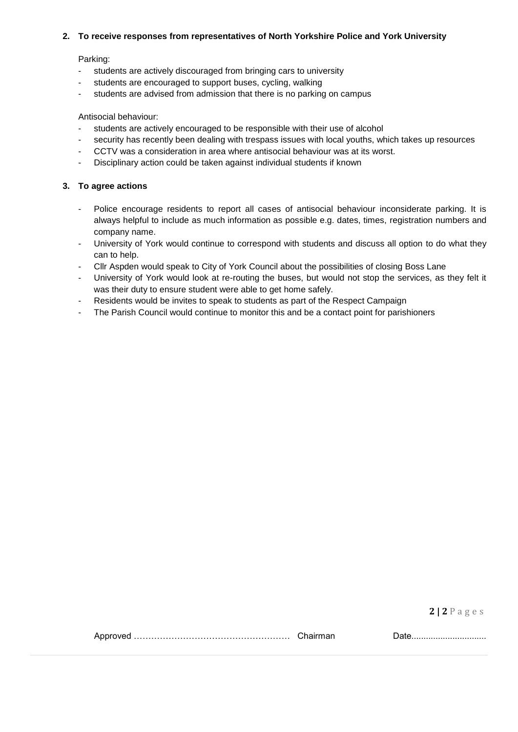**2. To receive responses from representatives of North Yorkshire Police and York University**

Parking:

- students are actively discouraged from bringing cars to university
- students are encouraged to support buses, cycling, walking
- students are advised from admission that there is no parking on campus

Antisocial behaviour:

- students are actively encouraged to be responsible with their use of alcohol
- security has recently been dealing with trespass issues with local youths, which takes up resources
- CCTV was a consideration in area where antisocial behaviour was at its worst.
- Disciplinary action could be taken against individual students if known

**3. To agree actions**

- Police encourage residents to report all cases of antisocial behaviour inconsiderate parking. It is always helpful to include as much information as possible e.g. dates, times, registration numbers and company name.
- University of York would continue to correspond with students and discuss all option to do what they can to help.
- Cllr Aspden would speak to City of York Council about the possibilities of closing Boss Lane
- University of York would look at re-routing the buses, but would not stop the services, as they felt it was their duty to ensure student were able to get home safely.
- Residents would be invites to speak to students as part of the Respect Campaign
- The Parish Council would continue to monitor this and be a contact point for parishioners

Approved ……………………………………………… Chairman Date...............................